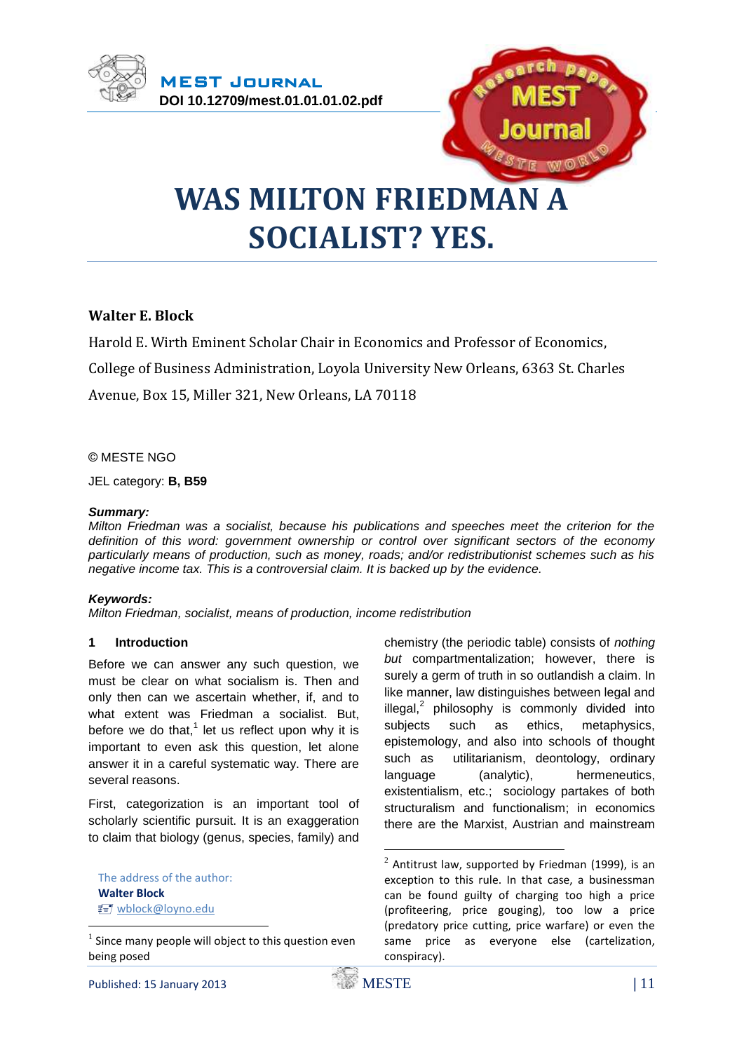MEST Journal
DOI 10.12709/mest.01.01.01.02.pdf

# WAS MILTON FRIEDMAN A SOCIALIST? YES.

**Walter E. Block**

Harold E. Wirth Eminent Scholar Chair in Economics and Professor of Economics, College of Business Administration, Loyola University New Orleans, 6363 St. Charles Avenue, Box 15, Miller 321, New Orleans, LA 70118

© MESTE NGO

JEL category: **B, B59**

***Summary:***
*Milton Friedman was a socialist, because his publications and speeches meet the criterion for the definition of this word: government ownership or control over significant sectors of the economy particularly means of production, such as money, roads; and/or redistributionist schemes such as his negative income tax. This is a controversial claim. It is backed up by the evidence.*

***Keywords:***
*Milton Friedman, socialist, means of production, income redistribution*

## 1 Introduction

Before we can answer any such question, we must be clear on what socialism is. Then and only then can we ascertain whether, if, and to what extent was Friedman a socialist. But, before we do that,[1] let us reflect upon why it is important to even ask this question, let alone answer it in a careful systematic way. There are several reasons.

First, categorization is an important tool of scholarly scientific pursuit. It is an exaggeration to claim that biology (genus, species, family) and chemistry (the periodic table) consists of *nothing but* compartmentalization; however, there is surely a germ of truth in so outlandish a claim. In like manner, law distinguishes between legal and illegal,[2] philosophy is commonly divided into subjects such as ethics, metaphysics, epistemology, and also into schools of thought such as utilitarianism, deontology, ordinary language (analytic), hermeneutics, existentialism, etc.; sociology partakes of both structuralism and functionalism; in economics there are the Marxist, Austrian and mainstream

The address of the author:
**Walter Block**
wblock@loyno.edu

[1] Since many people will object to this question even being posed

[2] Antitrust law, supported by Friedman (1999), is an exception to this rule. In that case, a businessman can be found guilty of charging too high a price (profiteering, price gouging), too low a price (predatory price cutting, price warfare) or even the same price as everyone else (cartelization, conspiracy).

Published: 15 January 2013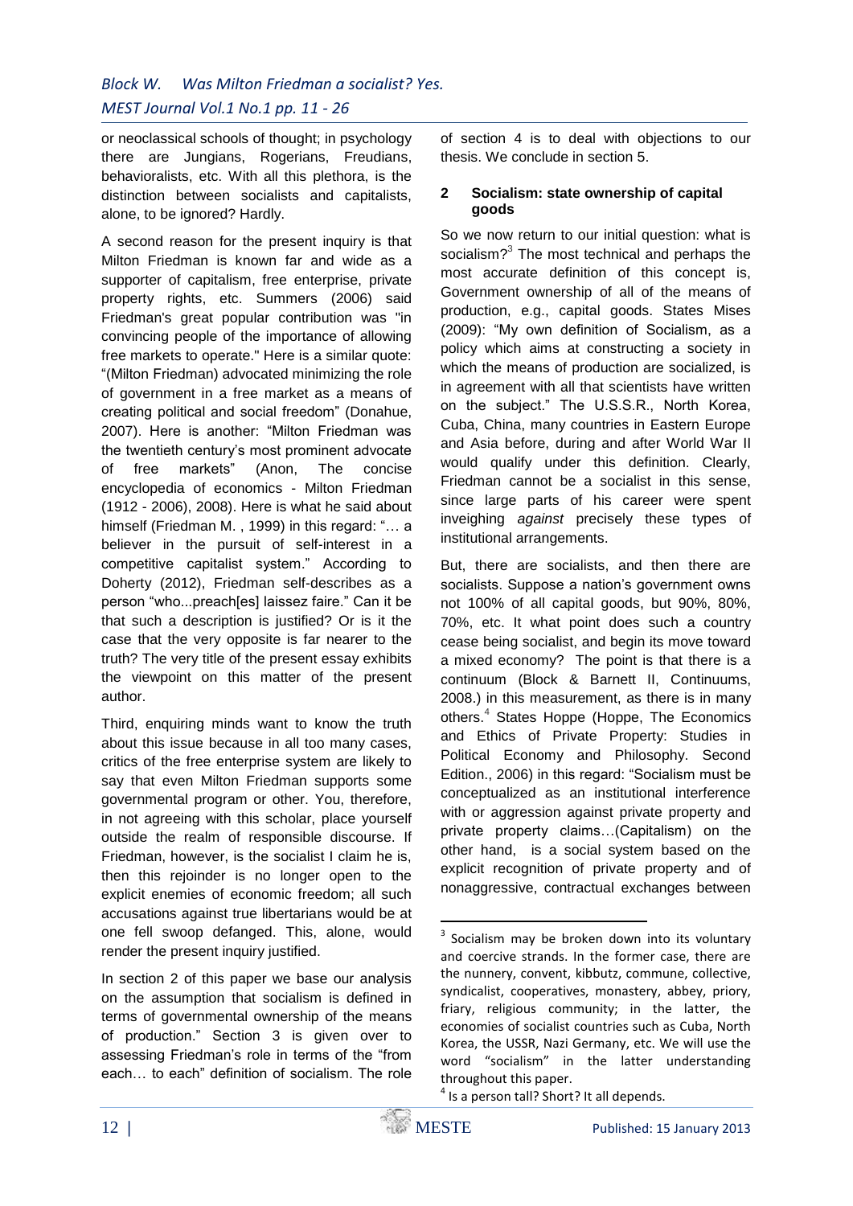or neoclassical schools of thought; in psychology there are Jungians, Rogerians, Freudians, behavioralists, etc. With all this plethora, is the distinction between socialists and capitalists, alone, to be ignored? Hardly.

A second reason for the present inquiry is that Milton Friedman is known far and wide as a supporter of capitalism, free enterprise, private property rights, etc. Summers (2006) said Friedman's great popular contribution was "in convincing people of the importance of allowing free markets to operate." Here is a similar quote: "(Milton Friedman) advocated minimizing the role of government in a free market as a means of creating political and social freedom" (Donahue, 2007). Here is another: "Milton Friedman was the twentieth century's most prominent advocate of free markets" (Anon, The concise encyclopedia of economics - Milton Friedman (1912 - 2006), 2008). Here is what he said about himself (Friedman M. , 1999) in this regard: "… a believer in the pursuit of self-interest in a competitive capitalist system." According to Doherty (2012), Friedman self-describes as a person "who...preach[es] laissez faire." Can it be that such a description is justified? Or is it the case that the very opposite is far nearer to the truth? The very title of the present essay exhibits the viewpoint on this matter of the present author.

Third, enquiring minds want to know the truth about this issue because in all too many cases, critics of the free enterprise system are likely to say that even Milton Friedman supports some governmental program or other. You, therefore, in not agreeing with this scholar, place yourself outside the realm of responsible discourse. If Friedman, however, is the socialist I claim he is, then this rejoinder is no longer open to the explicit enemies of economic freedom; all such accusations against true libertarians would be at one fell swoop defanged. This, alone, would render the present inquiry justified.

In section 2 of this paper we base our analysis on the assumption that socialism is defined in terms of governmental ownership of the means of production." Section 3 is given over to assessing Friedman's role in terms of the "from each… to each" definition of socialism. The role of section 4 is to deal with objections to our thesis. We conclude in section 5.

## 2 Socialism: state ownership of capital goods

So we now return to our initial question: what is socialism?[3] The most technical and perhaps the most accurate definition of this concept is, Government ownership of all of the means of production, e.g., capital goods. States Mises (2009): "My own definition of Socialism, as a policy which aims at constructing a society in which the means of production are socialized, is in agreement with all that scientists have written on the subject." The U.S.S.R., North Korea, Cuba, China, many countries in Eastern Europe and Asia before, during and after World War II would qualify under this definition. Clearly, Friedman cannot be a socialist in this sense, since large parts of his career were spent inveighing *against* precisely these types of institutional arrangements.

But, there are socialists, and then there are socialists. Suppose a nation's government owns not 100% of all capital goods, but 90%, 80%, 70%, etc. It what point does such a country cease being socialist, and begin its move toward a mixed economy? The point is that there is a continuum (Block & Barnett II, Continuums, 2008.) in this measurement, as there is in many others.[4] States Hoppe (Hoppe, The Economics and Ethics of Private Property: Studies in Political Economy and Philosophy. Second Edition., 2006) in this regard: "Socialism must be conceptualized as an institutional interference with or aggression against private property and private property claims…(Capitalism) on the other hand, is a social system based on the explicit recognition of private property and of nonaggressive, contractual exchanges between

---

[3] Socialism may be broken down into its voluntary and coercive strands. In the former case, there are the nunnery, convent, kibbutz, commune, collective, syndicalist, cooperatives, monastery, abbey, priory, friary, religious community; in the latter, the economies of socialist countries such as Cuba, North Korea, the USSR, Nazi Germany, etc. We will use the word "socialism" in the latter understanding throughout this paper.

[4] Is a person tall? Short? It all depends.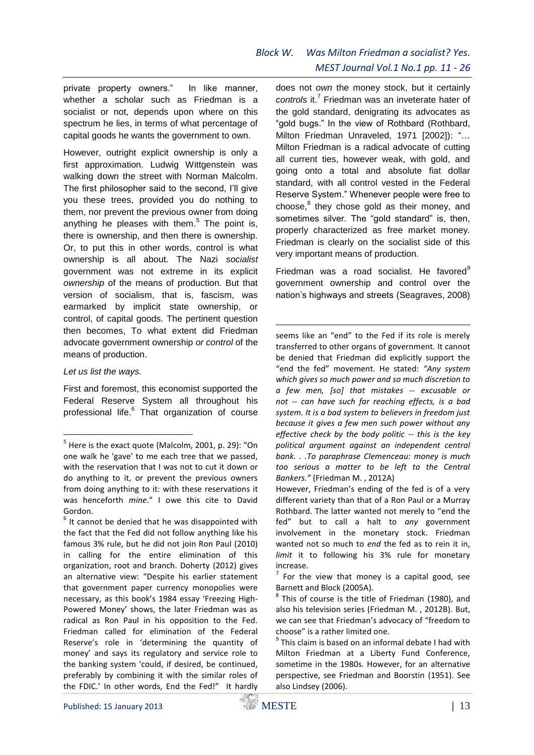private property owners." In like manner, whether a scholar such as Friedman is a socialist or not, depends upon where on this spectrum he lies, in terms of what percentage of capital goods he wants the government to own.

However, outright explicit ownership is only a first approximation. Ludwig Wittgenstein was walking down the street with Norman Malcolm. The first philosopher said to the second, I'll give you these trees, provided you do nothing to them, nor prevent the previous owner from doing anything he pleases with them.[5] The point is, there is ownership, and then there is ownership. Or, to put this in other words, control is what ownership is all about. The Nazi *socialist* government was not extreme in its explicit *ownership* of the means of production. But that version of socialism, that is, fascism, was earmarked by implicit state ownership, or control, of capital goods. The pertinent question then becomes, To what extent did Friedman advocate government ownership *or control* of the means of production.

*Let us list the ways.*

First and foremost, this economist supported the Federal Reserve System all throughout his professional life.[6] That organization of course does not *own* the money stock, but it certainly *controls* it.[7] Friedman was an inveterate hater of the gold standard, denigrating its advocates as "gold bugs." In the view of Rothbard (Rothbard, Milton Friedman Unraveled, 1971 [2002]): "… Milton Friedman is a radical advocate of cutting all current ties, however weak, with gold, and going onto a total and absolute fiat dollar standard, with all control vested in the Federal Reserve System." Whenever people were free to choose,[8] they chose gold as their money, and sometimes silver. The "gold standard" is, then, properly characterized as free market money. Friedman is clearly on the socialist side of this very important means of production.

Friedman was a road socialist. He favored[9] government ownership and control over the nation's highways and streets (Seagraves, 2008)

---

[5] Here is the exact quote (Malcolm, 2001, p. 29): "On one walk he 'gave' to me each tree that we passed, with the reservation that I was not to cut it down or do anything to it, or prevent the previous owners from doing anything to it: with these reservations it was henceforth *mine*." I owe this cite to David Gordon.

[6] It cannot be denied that he was disappointed with the fact that the Fed did not follow anything like his famous 3% rule, but he did not join Ron Paul (2010) in calling for the entire elimination of this organization, root and branch. Doherty (2012) gives an alternative view: "Despite his earlier statement that government paper currency monopolies were necessary, as this book's 1984 essay 'Freezing High-Powered Money' shows, the later Friedman was as radical as Ron Paul in his opposition to the Fed. Friedman called for elimination of the Federal Reserve's role in 'determining the quantity of money' and says its regulatory and service role to the banking system 'could, if desired, be continued, preferably by combining it with the similar roles of the FDIC.' In other words, End the Fed!" It hardly seems like an "end" to the Fed if its role is merely transferred to other organs of government. It cannot be denied that Friedman did explicitly support the "end the fed" movement. He stated: *"Any system which gives so much power and so much discretion to a few men, [so] that mistakes -- excusable or not -- can have such far reaching effects, is a bad system. It is a bad system to believers in freedom just because it gives a few men such power without any effective check by the body politic -- this is the key political argument against an independent central bank. . .To paraphrase Clemenceau: money is much too serious a matter to be left to the Central Bankers."* (Friedman M. , 2012A)

However, Friedman's ending of the fed is of a very different variety than that of a Ron Paul or a Murray Rothbard. The latter wanted not merely to "end the fed" but to call a halt to *any* government involvement in the monetary stock. Friedman wanted not so much to *end* the fed as to rein it in, *limit* it to following his 3% rule for monetary increase.

[7] For the view that money is a capital good, see Barnett and Block (2005A).

[8] This of course is the title of Friedman (1980), and also his television series (Friedman M. , 2012B). But, we can see that Friedman's advocacy of "freedom to choose" is a rather limited one.

[9] This claim is based on an informal debate I had with Milton Friedman at a Liberty Fund Conference, sometime in the 1980s. However, for an alternative perspective, see Friedman and Boorstin (1951). See also Lindsey (2006).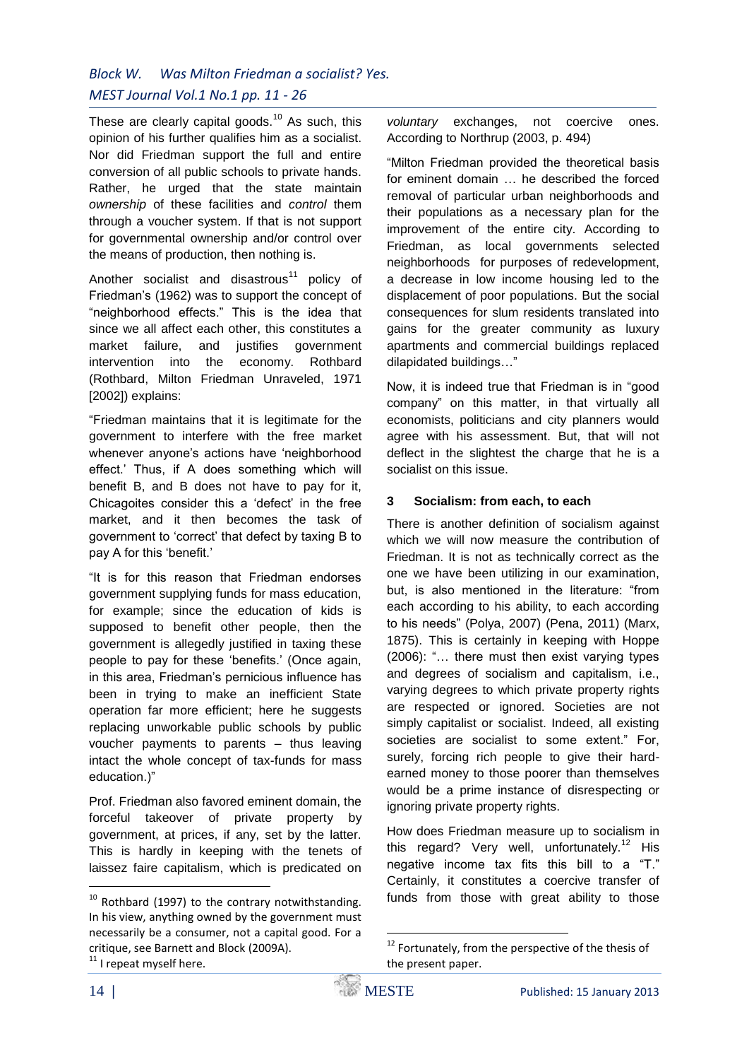These are clearly capital goods.[10] As such, this opinion of his further qualifies him as a socialist. Nor did Friedman support the full and entire conversion of all public schools to private hands. Rather, he urged that the state maintain *ownership* of these facilities and *control* them through a voucher system. If that is not support for governmental ownership and/or control over the means of production, then nothing is.

Another socialist and disastrous[11] policy of Friedman's (1962) was to support the concept of "neighborhood effects." This is the idea that since we all affect each other, this constitutes a market failure, and justifies government intervention into the economy. Rothbard (Rothbard, Milton Friedman Unraveled, 1971 [2002]) explains:

"Friedman maintains that it is legitimate for the government to interfere with the free market whenever anyone's actions have 'neighborhood effect.' Thus, if A does something which will benefit B, and B does not have to pay for it, Chicagoites consider this a 'defect' in the free market, and it then becomes the task of government to 'correct' that defect by taxing B to pay A for this 'benefit.'

"It is for this reason that Friedman endorses government supplying funds for mass education, for example; since the education of kids is supposed to benefit other people, then the government is allegedly justified in taxing these people to pay for these 'benefits.' (Once again, in this area, Friedman's pernicious influence has been in trying to make an inefficient State operation far more efficient; here he suggests replacing unworkable public schools by public voucher payments to parents – thus leaving intact the whole concept of tax-funds for mass education.)"

Prof. Friedman also favored eminent domain, the forceful takeover of private property by government, at prices, if any, set by the latter. This is hardly in keeping with the tenets of laissez faire capitalism, which is predicated on *voluntary* exchanges, not coercive ones. According to Northrup (2003, p. 494)

"Milton Friedman provided the theoretical basis for eminent domain … he described the forced removal of particular urban neighborhoods and their populations as a necessary plan for the improvement of the entire city. According to Friedman, as local governments selected neighborhoods for purposes of redevelopment, a decrease in low income housing led to the displacement of poor populations. But the social consequences for slum residents translated into gains for the greater community as luxury apartments and commercial buildings replaced dilapidated buildings…"

Now, it is indeed true that Friedman is in "good company" on this matter, in that virtually all economists, politicians and city planners would agree with his assessment. But, that will not deflect in the slightest the charge that he is a socialist on this issue.

## 3 Socialism: from each, to each

There is another definition of socialism against which we will now measure the contribution of Friedman. It is not as technically correct as the one we have been utilizing in our examination, but, is also mentioned in the literature: "from each according to his ability, to each according to his needs" (Polya, 2007) (Pena, 2011) (Marx, 1875). This is certainly in keeping with Hoppe (2006): "… there must then exist varying types and degrees of socialism and capitalism, i.e., varying degrees to which private property rights are respected or ignored. Societies are not simply capitalist or socialist. Indeed, all existing societies are socialist to some extent." For, surely, forcing rich people to give their hard-earned money to those poorer than themselves would be a prime instance of disrespecting or ignoring private property rights.

How does Friedman measure up to socialism in this regard? Very well, unfortunately.[12] His negative income tax fits this bill to a "T." Certainly, it constitutes a coercive transfer of funds from those with great ability to those

---

[10] Rothbard (1997) to the contrary notwithstanding. In his view, anything owned by the government must necessarily be a consumer, not a capital good. For a critique, see Barnett and Block (2009A).

[11] I repeat myself here.

[12] Fortunately, from the perspective of the thesis of the present paper.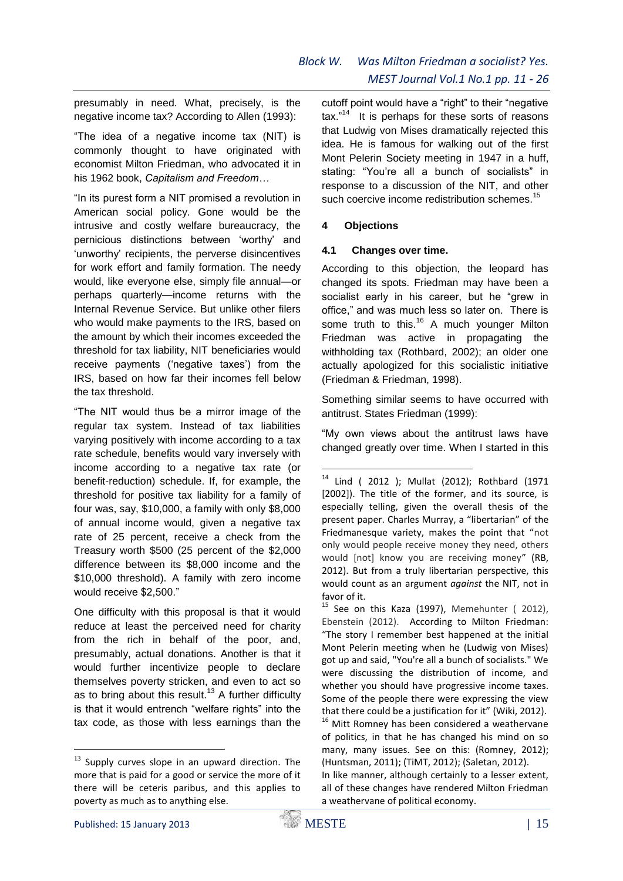presumably in need. What, precisely, is the negative income tax? According to Allen (1993):

"The idea of a negative income tax (NIT) is commonly thought to have originated with economist Milton Friedman, who advocated it in his 1962 book, *Capitalism and Freedom*…

"In its purest form a NIT promised a revolution in American social policy. Gone would be the intrusive and costly welfare bureaucracy, the pernicious distinctions between 'worthy' and 'unworthy' recipients, the perverse disincentives for work effort and family formation. The needy would, like everyone else, simply file annual—or perhaps quarterly—income returns with the Internal Revenue Service. But unlike other filers who would make payments to the IRS, based on the amount by which their incomes exceeded the threshold for tax liability, NIT beneficiaries would receive payments ('negative taxes') from the IRS, based on how far their incomes fell below the tax threshold.

"The NIT would thus be a mirror image of the regular tax system. Instead of tax liabilities varying positively with income according to a tax rate schedule, benefits would vary inversely with income according to a negative tax rate (or benefit-reduction) schedule. If, for example, the threshold for positive tax liability for a family of four was, say, $10,000, a family with only $8,000 of annual income would, given a negative tax rate of 25 percent, receive a check from the Treasury worth $500 (25 percent of the $2,000 difference between its $8,000 income and the $10,000 threshold). A family with zero income would receive $2,500."

One difficulty with this proposal is that it would reduce at least the perceived need for charity from the rich in behalf of the poor, and, presumably, actual donations. Another is that it would further incentivize people to declare themselves poverty stricken, and even to act so as to bring about this result.[13] A further difficulty is that it would entrench "welfare rights" into the tax code, as those with less earnings than the cutoff point would have a "right" to their "negative tax."[14] It is perhaps for these sorts of reasons that Ludwig von Mises dramatically rejected this idea. He is famous for walking out of the first Mont Pelerin Society meeting in 1947 in a huff, stating: "You're all a bunch of socialists" in response to a discussion of the NIT, and other such coercive income redistribution schemes.[15]

## 4 Objections

### 4.1 Changes over time.

According to this objection, the leopard has changed its spots. Friedman may have been a socialist early in his career, but he "grew in office," and was much less so later on. There is some truth to this.[16] A much younger Milton Friedman was active in propagating the withholding tax (Rothbard, 2002); an older one actually apologized for this socialistic initiative (Friedman & Friedman, 1998).

Something similar seems to have occurred with antitrust. States Friedman (1999):

"My own views about the antitrust laws have changed greatly over time. When I started in this

---

[13] Supply curves slope in an upward direction. The more that is paid for a good or service the more of it there will be ceteris paribus, and this applies to poverty as much as to anything else.

[14] Lind ( 2012 ); Mullat (2012); Rothbard (1971 [2002]). The title of the former, and its source, is especially telling, given the overall thesis of the present paper. Charles Murray, a "libertarian" of the Friedmanesque variety, makes the point that "not only would people receive money they need, others would [not] know you are receiving money" (RB, 2012). But from a truly libertarian perspective, this would count as an argument *against* the NIT, not in favor of it.

[15] See on this Kaza (1997), Memehunter ( 2012), Ebenstein (2012). According to Milton Friedman: "The story I remember best happened at the initial Mont Pelerin meeting when he (Ludwig von Mises) got up and said, "You're all a bunch of socialists." We were discussing the distribution of income, and whether you should have progressive income taxes. Some of the people there were expressing the view that there could be a justification for it" (Wiki, 2012).

[16] Mitt Romney has been considered a weathervane of politics, in that he has changed his mind on so many, many issues. See on this: (Romney, 2012); (Huntsman, 2011); (TiMT, 2012); (Saletan, 2012).
In like manner, although certainly to a lesser extent, all of these changes have rendered Milton Friedman a weathervane of political economy.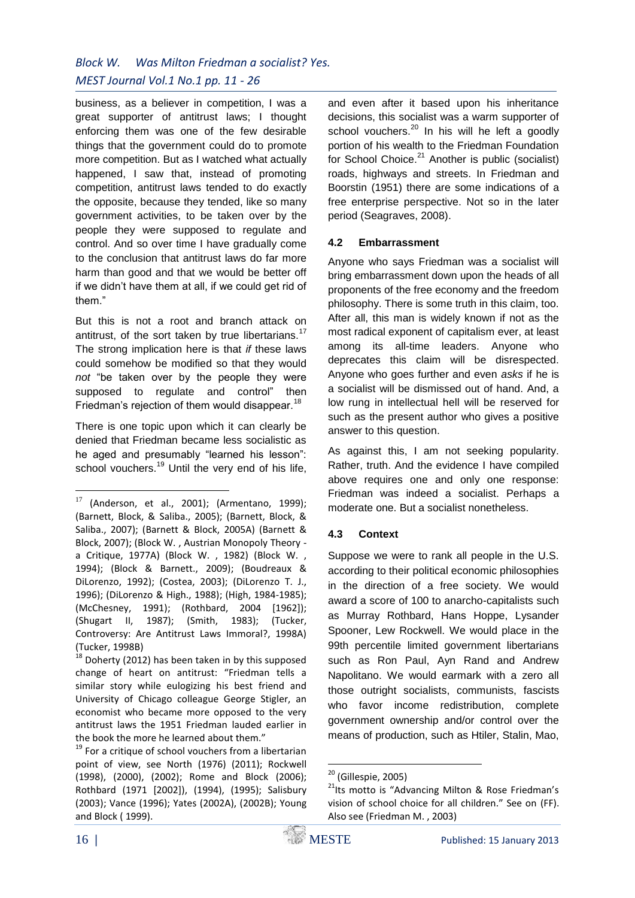business, as a believer in competition, I was a great supporter of antitrust laws; I thought enforcing them was one of the few desirable things that the government could do to promote more competition. But as I watched what actually happened, I saw that, instead of promoting competition, antitrust laws tended to do exactly the opposite, because they tended, like so many government activities, to be taken over by the people they were supposed to regulate and control. And so over time I have gradually come to the conclusion that antitrust laws do far more harm than good and that we would be better off if we didn't have them at all, if we could get rid of them."

But this is not a root and branch attack on antitrust, of the sort taken by true libertarians.[17] The strong implication here is that *if* these laws could somehow be modified so that they would *not* "be taken over by the people they were supposed to regulate and control" then Friedman's rejection of them would disappear.[18]

There is one topic upon which it can clearly be denied that Friedman became less socialistic as he aged and presumably "learned his lesson": school vouchers.[19] Until the very end of his life, and even after it based upon his inheritance decisions, this socialist was a warm supporter of school vouchers.[20] In his will he left a goodly portion of his wealth to the Friedman Foundation for School Choice.[21] Another is public (socialist) roads, highways and streets. In Friedman and Boorstin (1951) there are some indications of a free enterprise perspective. Not so in the later period (Seagraves, 2008).

### 4.2 Embarrassment

Anyone who says Friedman was a socialist will bring embarrassment down upon the heads of all proponents of the free economy and the freedom philosophy. There is some truth in this claim, too. After all, this man is widely known if not as the most radical exponent of capitalism ever, at least among its all-time leaders. Anyone who deprecates this claim will be disrespected. Anyone who goes further and even *asks* if he is a socialist will be dismissed out of hand. And, a low rung in intellectual hell will be reserved for such as the present author who gives a positive answer to this question.

As against this, I am not seeking popularity. Rather, truth. And the evidence I have compiled above requires one and only one response: Friedman was indeed a socialist. Perhaps a moderate one. But a socialist nonetheless.

### 4.3 Context

Suppose we were to rank all people in the U.S. according to their political economic philosophies in the direction of a free society. We would award a score of 100 to anarcho-capitalists such as Murray Rothbard, Hans Hoppe, Lysander Spooner, Lew Rockwell. We would place in the 99th percentile limited government libertarians such as Ron Paul, Ayn Rand and Andrew Napolitano. We would earmark with a zero all those outright socialists, communists, fascists who favor income redistribution, complete government ownership and/or control over the means of production, such as Htiler, Stalin, Mao,

---

[17] (Anderson, et al., 2001); (Armentano, 1999); (Barnett, Block, & Saliba., 2005); (Barnett, Block, & Saliba., 2007); (Barnett & Block, 2005A) (Barnett & Block, 2007); (Block W. , Austrian Monopoly Theory - a Critique, 1977A) (Block W. , 1982) (Block W. , 1994); (Block & Barnett., 2009); (Boudreaux & DiLorenzo, 1992); (Costea, 2003); (DiLorenzo T. J., 1996); (DiLorenzo & High., 1988); (High, 1984-1985); (McChesney, 1991); (Rothbard, 2004 [1962]); (Shugart II, 1987); (Smith, 1983); (Tucker, Controversy: Are Antitrust Laws Immoral?, 1998A) (Tucker, 1998B)

[18] Doherty (2012) has been taken in by this supposed change of heart on antitrust: "Friedman tells a similar story while eulogizing his best friend and University of Chicago colleague George Stigler, an economist who became more opposed to the very antitrust laws the 1951 Friedman lauded earlier in the book the more he learned about them."

[19] For a critique of school vouchers from a libertarian point of view, see North (1976) (2011); Rockwell (1998), (2000), (2002); Rome and Block (2006); Rothbard (1971 [2002]), (1994), (1995); Salisbury (2003); Vance (1996); Yates (2002A), (2002B); Young and Block ( 1999).

[20] (Gillespie, 2005)

[21] Its motto is "Advancing Milton & Rose Friedman's vision of school choice for all children." See on (FF). Also see (Friedman M. , 2003)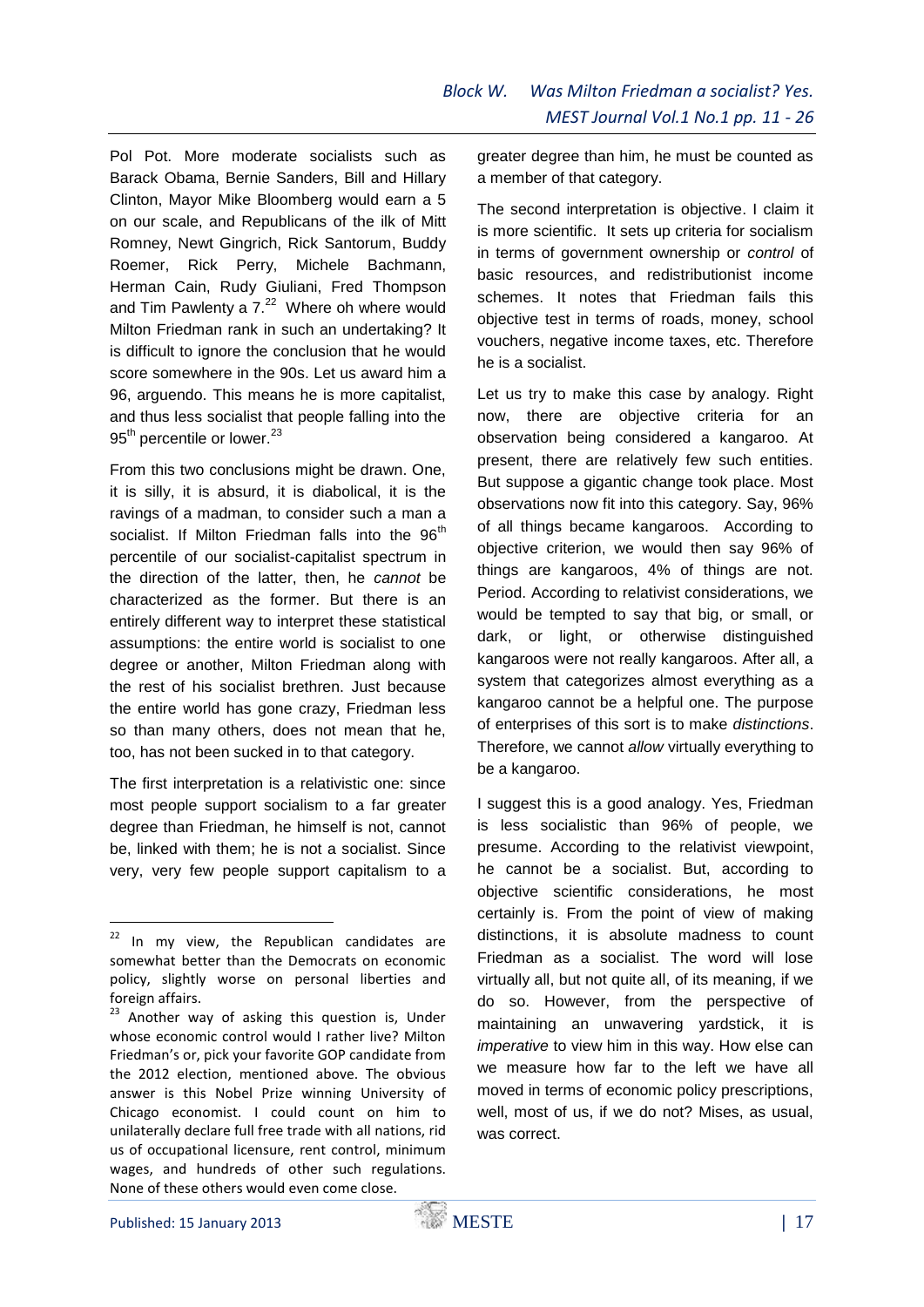Pol Pot. More moderate socialists such as Barack Obama, Bernie Sanders, Bill and Hillary Clinton, Mayor Mike Bloomberg would earn a 5 on our scale, and Republicans of the ilk of Mitt Romney, Newt Gingrich, Rick Santorum, Buddy Roemer, Rick Perry, Michele Bachmann, Herman Cain, Rudy Giuliani, Fred Thompson and Tim Pawlenty a 7.[22] Where oh where would Milton Friedman rank in such an undertaking? It is difficult to ignore the conclusion that he would score somewhere in the 90s. Let us award him a 96, arguendo. This means he is more capitalist, and thus less socialist that people falling into the 95th percentile or lower.[23]

From this two conclusions might be drawn. One, it is silly, it is absurd, it is diabolical, it is the ravings of a madman, to consider such a man a socialist. If Milton Friedman falls into the 96th percentile of our socialist-capitalist spectrum in the direction of the latter, then, he *cannot* be characterized as the former. But there is an entirely different way to interpret these statistical assumptions: the entire world is socialist to one degree or another, Milton Friedman along with the rest of his socialist brethren. Just because the entire world has gone crazy, Friedman less so than many others, does not mean that he, too, has not been sucked in to that category.

The first interpretation is a relativistic one: since most people support socialism to a far greater degree than Friedman, he himself is not, cannot be, linked with them; he is not a socialist. Since very, very few people support capitalism to a greater degree than him, he must be counted as a member of that category.

The second interpretation is objective. I claim it is more scientific. It sets up criteria for socialism in terms of government ownership or *control* of basic resources, and redistributionist income schemes. It notes that Friedman fails this objective test in terms of roads, money, school vouchers, negative income taxes, etc. Therefore he is a socialist.

Let us try to make this case by analogy. Right now, there are objective criteria for an observation being considered a kangaroo. At present, there are relatively few such entities. But suppose a gigantic change took place. Most observations now fit into this category. Say, 96% of all things became kangaroos. According to objective criterion, we would then say 96% of things are kangaroos, 4% of things are not. Period. According to relativist considerations, we would be tempted to say that big, or small, or dark, or light, or otherwise distinguished kangaroos were not really kangaroos. After all, a system that categorizes almost everything as a kangaroo cannot be a helpful one. The purpose of enterprises of this sort is to make *distinctions*. Therefore, we cannot *allow* virtually everything to be a kangaroo.

I suggest this is a good analogy. Yes, Friedman is less socialistic than 96% of people, we presume. According to the relativist viewpoint, he cannot be a socialist. But, according to objective scientific considerations, he most certainly is. From the point of view of making distinctions, it is absolute madness to count Friedman as a socialist. The word will lose virtually all, but not quite all, of its meaning, if we do so. However, from the perspective of maintaining an unwavering yardstick, it is *imperative* to view him in this way. How else can we measure how far to the left we have all moved in terms of economic policy prescriptions, well, most of us, if we do not? Mises, as usual, was correct.

---

[22] In my view, the Republican candidates are somewhat better than the Democrats on economic policy, slightly worse on personal liberties and foreign affairs.

[23] Another way of asking this question is, Under whose economic control would I rather live? Milton Friedman's or, pick your favorite GOP candidate from the 2012 election, mentioned above. The obvious answer is this Nobel Prize winning University of Chicago economist. I could count on him to unilaterally declare full free trade with all nations, rid us of occupational licensure, rent control, minimum wages, and hundreds of other such regulations. None of these others would even come close.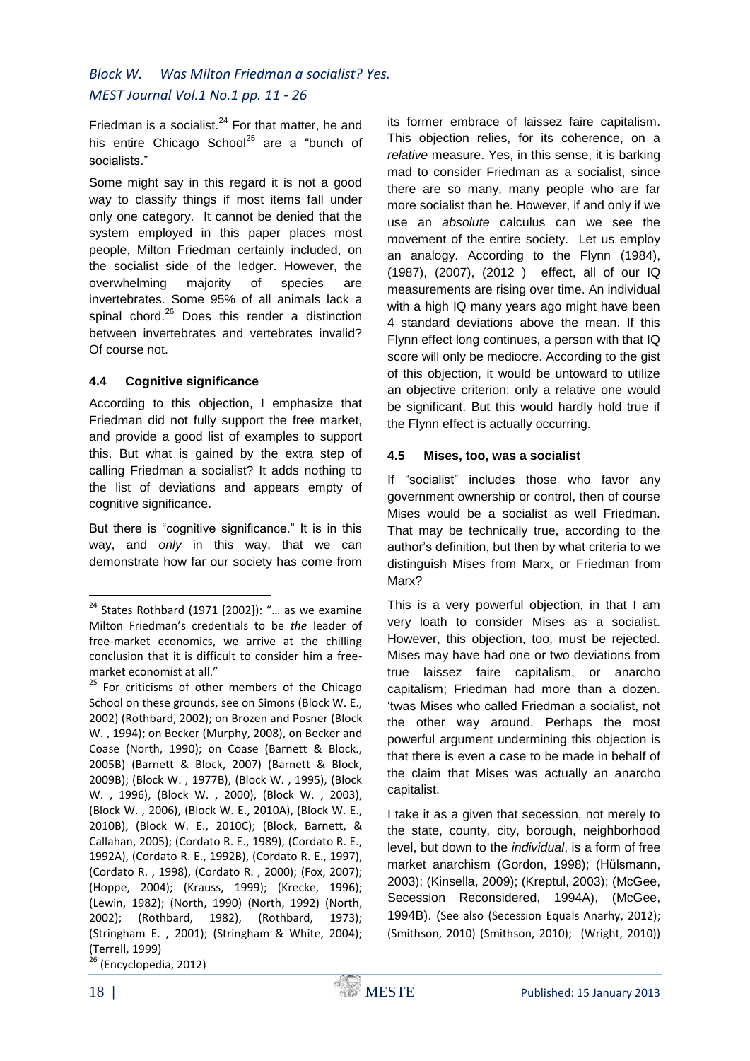Friedman is a socialist.[24] For that matter, he and his entire Chicago School[25] are a "bunch of socialists."

Some might say in this regard it is not a good way to classify things if most items fall under only one category. It cannot be denied that the system employed in this paper places most people, Milton Friedman certainly included, on the socialist side of the ledger. However, the overwhelming majority of species are invertebrates. Some 95% of all animals lack a spinal chord.[26] Does this render a distinction between invertebrates and vertebrates invalid? Of course not.

### 4.4 Cognitive significance

According to this objection, I emphasize that Friedman did not fully support the free market, and provide a good list of examples to support this. But what is gained by the extra step of calling Friedman a socialist? It adds nothing to the list of deviations and appears empty of cognitive significance.

But there is "cognitive significance." It is in this way, and *only* in this way, that we can demonstrate how far our society has come from its former embrace of laissez faire capitalism. This objection relies, for its coherence, on a *relative* measure. Yes, in this sense, it is barking mad to consider Friedman as a socialist, since there are so many, many people who are far more socialist than he. However, if and only if we use an *absolute* calculus can we see the movement of the entire society. Let us employ an analogy. According to the Flynn (1984), (1987), (2007), (2012 ) effect, all of our IQ measurements are rising over time. An individual with a high IQ many years ago might have been 4 standard deviations above the mean. If this Flynn effect long continues, a person with that IQ score will only be mediocre. According to the gist of this objection, it would be untoward to utilize an objective criterion; only a relative one would be significant. But this would hardly hold true if the Flynn effect is actually occurring.

### 4.5 Mises, too, was a socialist

If "socialist" includes those who favor any government ownership or control, then of course Mises would be a socialist as well Friedman. That may be technically true, according to the author's definition, but then by what criteria to we distinguish Mises from Marx, or Friedman from Marx?

This is a very powerful objection, in that I am very loath to consider Mises as a socialist. However, this objection, too, must be rejected. Mises may have had one or two deviations from true laissez faire capitalism, or anarcho capitalism; Friedman had more than a dozen. 'twas Mises who called Friedman a socialist, not the other way around. Perhaps the most powerful argument undermining this objection is that there is even a case to be made in behalf of the claim that Mises was actually an anarcho capitalist.

I take it as a given that secession, not merely to the state, county, city, borough, neighborhood level, but down to the *individual*, is a form of free market anarchism (Gordon, 1998); (Hülsmann, 2003); (Kinsella, 2009); (Kreptul, 2003); (McGee, Secession Reconsidered, 1994A), (McGee, 1994B). (See also (Secession Equals Anarhy, 2012); (Smithson, 2010) (Smithson, 2010); (Wright, 2010))

---

[24] States Rothbard (1971 [2002]): "… as we examine Milton Friedman's credentials to be *the* leader of free-market economics, we arrive at the chilling conclusion that it is difficult to consider him a free-market economist at all."

[25] For criticisms of other members of the Chicago School on these grounds, see on Simons (Block W. E., 2002) (Rothbard, 2002); on Brozen and Posner (Block W. , 1994); on Becker (Murphy, 2008), on Becker and Coase (North, 1990); on Coase (Barnett & Block., 2005B) (Barnett & Block, 2007) (Barnett & Block, 2009B); (Block W. , 1977B), (Block W. , 1995), (Block W. , 1996), (Block W. , 2000), (Block W. , 2003), (Block W. , 2006), (Block W. E., 2010A), (Block W. E., 2010B), (Block W. E., 2010C); (Block, Barnett, & Callahan, 2005); (Cordato R. E., 1989), (Cordato R. E., 1992A), (Cordato R. E., 1992B), (Cordato R. E., 1997), (Cordato R. , 1998), (Cordato R. , 2000); (Fox, 2007); (Hoppe, 2004); (Krauss, 1999); (Krecke, 1996); (Lewin, 1982); (North, 1990) (North, 1992) (North, 2002); (Rothbard, 1982), (Rothbard, 1973); (Stringham E. , 2001); (Stringham & White, 2004); (Terrell, 1999)

[26] (Encyclopedia, 2012)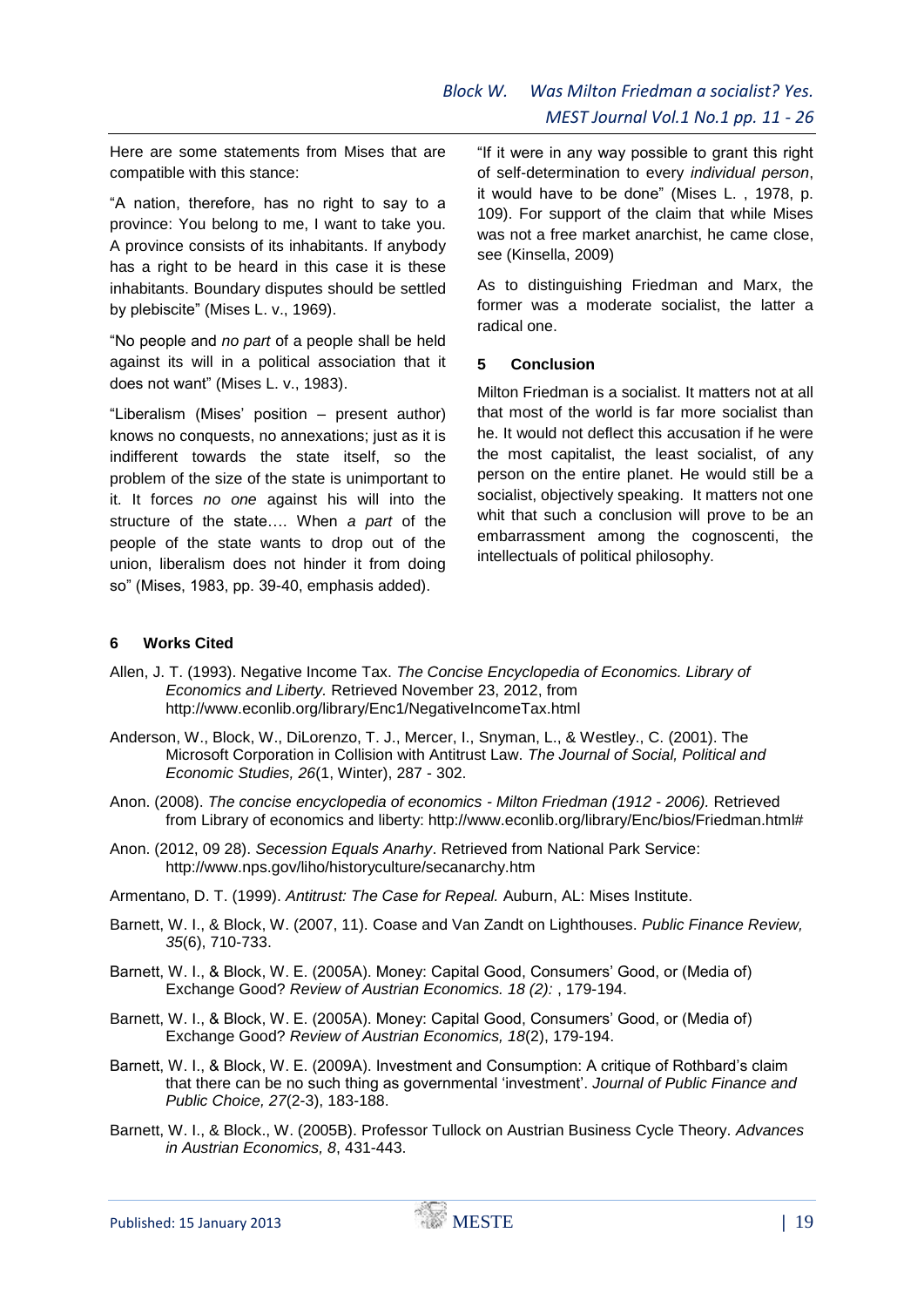Here are some statements from Mises that are compatible with this stance:

"A nation, therefore, has no right to say to a province: You belong to me, I want to take you. A province consists of its inhabitants. If anybody has a right to be heard in this case it is these inhabitants. Boundary disputes should be settled by plebiscite" (Mises L. v., 1969).

"No people and *no part* of a people shall be held against its will in a political association that it does not want" (Mises L. v., 1983).

"Liberalism (Mises' position – present author) knows no conquests, no annexations; just as it is indifferent towards the state itself, so the problem of the size of the state is unimportant to it. It forces *no one* against his will into the structure of the state…. When *a part* of the people of the state wants to drop out of the union, liberalism does not hinder it from doing so" (Mises, 1983, pp. 39-40, emphasis added).

"If it were in any way possible to grant this right of self-determination to every *individual person*, it would have to be done" (Mises L. , 1978, p. 109). For support of the claim that while Mises was not a free market anarchist, he came close, see (Kinsella, 2009)

As to distinguishing Friedman and Marx, the former was a moderate socialist, the latter a radical one.

## 5 Conclusion

Milton Friedman is a socialist. It matters not at all that most of the world is far more socialist than he. It would not deflect this accusation if he were the most capitalist, the least socialist, of any person on the entire planet. He would still be a socialist, objectively speaking. It matters not one whit that such a conclusion will prove to be an embarrassment among the cognoscenti, the intellectuals of political philosophy.

## 6 Works Cited

Allen, J. T. (1993). Negative Income Tax. *The Concise Encyclopedia of Economics. Library of Economics and Liberty.* Retrieved November 23, 2012, from http://www.econlib.org/library/Enc1/NegativeIncomeTax.html

Anderson, W., Block, W., DiLorenzo, T. J., Mercer, I., Snyman, L., & Westley., C. (2001). The Microsoft Corporation in Collision with Antitrust Law. *The Journal of Social, Political and Economic Studies, 26*(1, Winter), 287 - 302.

Anon. (2008). *The concise encyclopedia of economics - Milton Friedman (1912 - 2006).* Retrieved from Library of economics and liberty: http://www.econlib.org/library/Enc/bios/Friedman.html#

Anon. (2012, 09 28). *Secession Equals Anarhy*. Retrieved from National Park Service: http://www.nps.gov/liho/historyculture/secanarchy.htm

Armentano, D. T. (1999). *Antitrust: The Case for Repeal.* Auburn, AL: Mises Institute.

Barnett, W. I., & Block, W. (2007, 11). Coase and Van Zandt on Lighthouses. *Public Finance Review, 35*(6), 710-733.

Barnett, W. I., & Block, W. E. (2005A). Money: Capital Good, Consumers' Good, or (Media of) Exchange Good? *Review of Austrian Economics. 18 (2):* , 179-194.

Barnett, W. I., & Block, W. E. (2005A). Money: Capital Good, Consumers' Good, or (Media of) Exchange Good? *Review of Austrian Economics, 18*(2), 179-194.

Barnett, W. I., & Block, W. E. (2009A). Investment and Consumption: A critique of Rothbard's claim that there can be no such thing as governmental 'investment'. *Journal of Public Finance and Public Choice, 27*(2-3), 183-188.

Barnett, W. I., & Block., W. (2005B). Professor Tullock on Austrian Business Cycle Theory. *Advances in Austrian Economics, 8*, 431-443.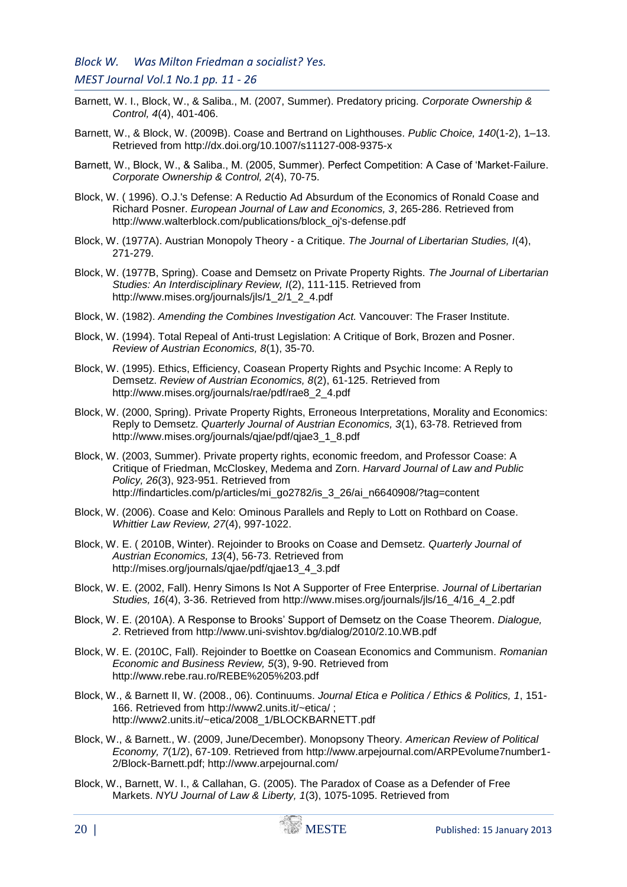Barnett, W. I., Block, W., & Saliba., M. (2007, Summer). Predatory pricing. *Corporate Ownership & Control, 4*(4), 401-406.

Barnett, W., & Block, W. (2009B). Coase and Bertrand on Lighthouses. *Public Choice, 140*(1-2), 1–13. Retrieved from http://dx.doi.org/10.1007/s11127-008-9375-x

Barnett, W., Block, W., & Saliba., M. (2005, Summer). Perfect Competition: A Case of 'Market-Failure. *Corporate Ownership & Control, 2*(4), 70-75.

Block, W. ( 1996). O.J.'s Defense: A Reductio Ad Absurdum of the Economics of Ronald Coase and Richard Posner. *European Journal of Law and Economics, 3*, 265-286. Retrieved from http://www.walterblock.com/publications/block_oj's-defense.pdf

Block, W. (1977A). Austrian Monopoly Theory - a Critique. *The Journal of Libertarian Studies, I*(4), 271-279.

Block, W. (1977B, Spring). Coase and Demsetz on Private Property Rights. *The Journal of Libertarian Studies: An Interdisciplinary Review, I*(2), 111-115. Retrieved from http://www.mises.org/journals/jls/1_2/1_2_4.pdf

Block, W. (1982). *Amending the Combines Investigation Act.* Vancouver: The Fraser Institute.

Block, W. (1994). Total Repeal of Anti-trust Legislation: A Critique of Bork, Brozen and Posner. *Review of Austrian Economics, 8*(1), 35-70.

Block, W. (1995). Ethics, Efficiency, Coasean Property Rights and Psychic Income: A Reply to Demsetz. *Review of Austrian Economics, 8*(2), 61-125. Retrieved from http://www.mises.org/journals/rae/pdf/rae8_2_4.pdf

Block, W. (2000, Spring). Private Property Rights, Erroneous Interpretations, Morality and Economics: Reply to Demsetz. *Quarterly Journal of Austrian Economics, 3*(1), 63-78. Retrieved from http://www.mises.org/journals/qjae/pdf/qjae3_1_8.pdf

Block, W. (2003, Summer). Private property rights, economic freedom, and Professor Coase: A Critique of Friedman, McCloskey, Medema and Zorn. *Harvard Journal of Law and Public Policy, 26*(3), 923-951. Retrieved from http://findarticles.com/p/articles/mi_go2782/is_3_26/ai_n6640908/?tag=content

Block, W. (2006). Coase and Kelo: Ominous Parallels and Reply to Lott on Rothbard on Coase. *Whittier Law Review, 27*(4), 997-1022.

Block, W. E. ( 2010B, Winter). Rejoinder to Brooks on Coase and Demsetz. *Quarterly Journal of Austrian Economics, 13*(4), 56-73. Retrieved from http://mises.org/journals/qjae/pdf/qjae13_4_3.pdf

Block, W. E. (2002, Fall). Henry Simons Is Not A Supporter of Free Enterprise. *Journal of Libertarian Studies, 16*(4), 3-36. Retrieved from http://www.mises.org/journals/jls/16_4/16_4_2.pdf

Block, W. E. (2010A). A Response to Brooks' Support of Demsetz on the Coase Theorem. *Dialogue, 2*. Retrieved from http://www.uni-svishtov.bg/dialog/2010/2.10.WB.pdf

Block, W. E. (2010C, Fall). Rejoinder to Boettke on Coasean Economics and Communism. *Romanian Economic and Business Review, 5*(3), 9-90. Retrieved from http://www.rebe.rau.ro/REBE%205%203.pdf

Block, W., & Barnett II, W. (2008., 06). Continuums. *Journal Etica e Politica / Ethics & Politics, 1*, 151-166. Retrieved from http://www2.units.it/~etica/ ; http://www2.units.it/~etica/2008_1/BLOCKBARNETT.pdf

Block, W., & Barnett., W. (2009, June/December). Monopsony Theory. *American Review of Political Economy, 7*(1/2), 67-109. Retrieved from http://www.arpejournal.com/ARPEvolume7number1-2/Block-Barnett.pdf; http://www.arpejournal.com/

Block, W., Barnett, W. I., & Callahan, G. (2005). The Paradox of Coase as a Defender of Free Markets. *NYU Journal of Law & Liberty, 1*(3), 1075-1095. Retrieved from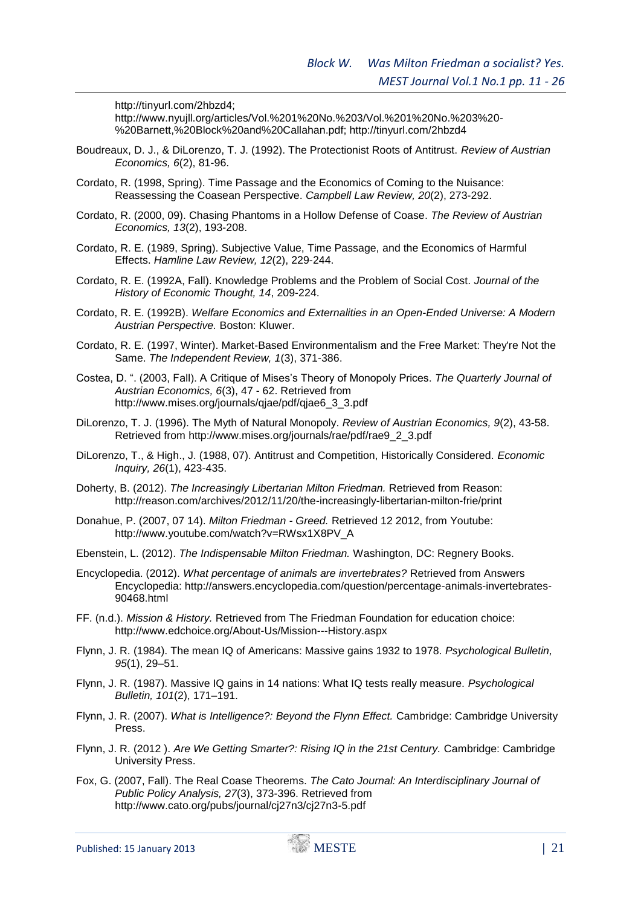http://tinyurl.com/2hbzd4; http://www.nyujll.org/articles/Vol.%201%20No.%203/Vol.%201%20No.%203%20-%20Barnett,%20Block%20and%20Callahan.pdf; http://tinyurl.com/2hbzd4

Boudreaux, D. J., & DiLorenzo, T. J. (1992). The Protectionist Roots of Antitrust. *Review of Austrian Economics, 6*(2), 81-96.

Cordato, R. (1998, Spring). Time Passage and the Economics of Coming to the Nuisance: Reassessing the Coasean Perspective. *Campbell Law Review, 20*(2), 273-292.

Cordato, R. (2000, 09). Chasing Phantoms in a Hollow Defense of Coase. *The Review of Austrian Economics, 13*(2), 193-208.

Cordato, R. E. (1989, Spring). Subjective Value, Time Passage, and the Economics of Harmful Effects. *Hamline Law Review, 12*(2), 229-244.

Cordato, R. E. (1992A, Fall). Knowledge Problems and the Problem of Social Cost. *Journal of the History of Economic Thought, 14*, 209-224.

Cordato, R. E. (1992B). *Welfare Economics and Externalities in an Open-Ended Universe: A Modern Austrian Perspective.* Boston: Kluwer.

Cordato, R. E. (1997, Winter). Market-Based Environmentalism and the Free Market: They're Not the Same. *The Independent Review, 1*(3), 371-386.

Costea, D. ". (2003, Fall). A Critique of Mises's Theory of Monopoly Prices. *The Quarterly Journal of Austrian Economics, 6*(3), 47 - 62. Retrieved from http://www.mises.org/journals/qjae/pdf/qjae6_3_3.pdf

DiLorenzo, T. J. (1996). The Myth of Natural Monopoly. *Review of Austrian Economics, 9*(2), 43-58. Retrieved from http://www.mises.org/journals/rae/pdf/rae9_2_3.pdf

DiLorenzo, T., & High., J. (1988, 07). Antitrust and Competition, Historically Considered. *Economic Inquiry, 26*(1), 423-435.

Doherty, B. (2012). *The Increasingly Libertarian Milton Friedman.* Retrieved from Reason: http://reason.com/archives/2012/11/20/the-increasingly-libertarian-milton-frie/print

Donahue, P. (2007, 07 14). *Milton Friedman - Greed.* Retrieved 12 2012, from Youtube: http://www.youtube.com/watch?v=RWsx1X8PV_A

Ebenstein, L. (2012). *The Indispensable Milton Friedman.* Washington, DC: Regnery Books.

Encyclopedia. (2012). *What percentage of animals are invertebrates?* Retrieved from Answers Encyclopedia: http://answers.encyclopedia.com/question/percentage-animals-invertebrates-90468.html

FF. (n.d.). *Mission & History.* Retrieved from The Friedman Foundation for education choice: http://www.edchoice.org/About-Us/Mission---History.aspx

Flynn, J. R. (1984). The mean IQ of Americans: Massive gains 1932 to 1978. *Psychological Bulletin, 95*(1), 29–51.

Flynn, J. R. (1987). Massive IQ gains in 14 nations: What IQ tests really measure. *Psychological Bulletin, 101*(2), 171–191.

Flynn, J. R. (2007). *What is Intelligence?: Beyond the Flynn Effect.* Cambridge: Cambridge University Press.

Flynn, J. R. (2012 ). *Are We Getting Smarter?: Rising IQ in the 21st Century.* Cambridge: Cambridge University Press.

Fox, G. (2007, Fall). The Real Coase Theorems. *The Cato Journal: An Interdisciplinary Journal of Public Policy Analysis, 27*(3), 373-396. Retrieved from http://www.cato.org/pubs/journal/cj27n3/cj27n3-5.pdf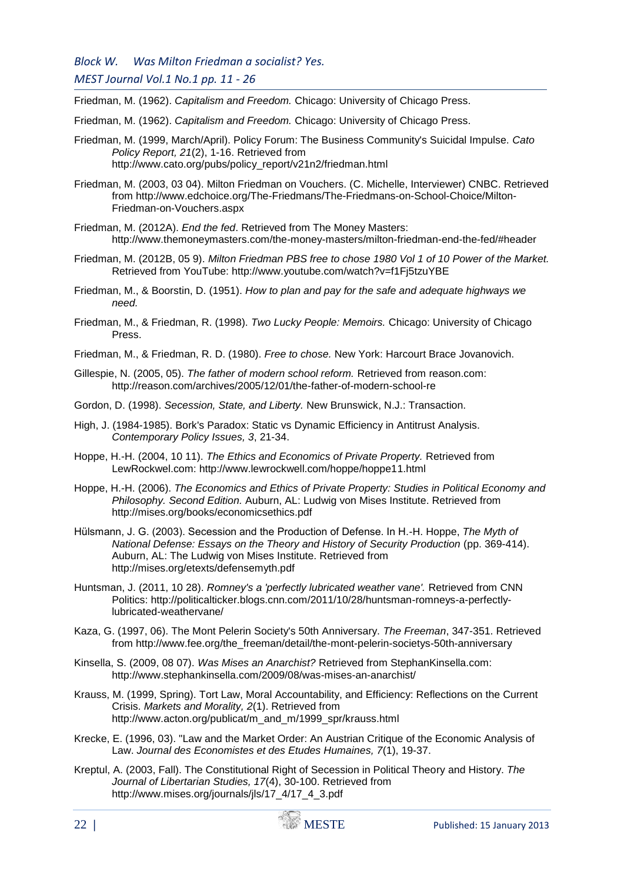Friedman, M. (1962). *Capitalism and Freedom.* Chicago: University of Chicago Press.

Friedman, M. (1962). *Capitalism and Freedom.* Chicago: University of Chicago Press.

Friedman, M. (1999, March/April). Policy Forum: The Business Community's Suicidal Impulse. *Cato Policy Report, 21*(2), 1-16. Retrieved from http://www.cato.org/pubs/policy_report/v21n2/friedman.html

Friedman, M. (2003, 03 04). Milton Friedman on Vouchers. (C. Michelle, Interviewer) CNBC. Retrieved from http://www.edchoice.org/The-Friedmans/The-Friedmans-on-School-Choice/Milton-Friedman-on-Vouchers.aspx

Friedman, M. (2012A). *End the fed*. Retrieved from The Money Masters: http://www.themoneymasters.com/the-money-masters/milton-friedman-end-the-fed/#header

Friedman, M. (2012B, 05 9). *Milton Friedman PBS free to chose 1980 Vol 1 of 10 Power of the Market.* Retrieved from YouTube: http://www.youtube.com/watch?v=f1Fj5tzuYBE

Friedman, M., & Boorstin, D. (1951). *How to plan and pay for the safe and adequate highways we need.*

Friedman, M., & Friedman, R. (1998). *Two Lucky People: Memoirs.* Chicago: University of Chicago Press.

Friedman, M., & Friedman, R. D. (1980). *Free to chose.* New York: Harcourt Brace Jovanovich.

Gillespie, N. (2005, 05). *The father of modern school reform.* Retrieved from reason.com: http://reason.com/archives/2005/12/01/the-father-of-modern-school-re

Gordon, D. (1998). *Secession, State, and Liberty.* New Brunswick, N.J.: Transaction.

High, J. (1984-1985). Bork's Paradox: Static vs Dynamic Efficiency in Antitrust Analysis. *Contemporary Policy Issues, 3*, 21-34.

Hoppe, H.-H. (2004, 10 11). *The Ethics and Economics of Private Property.* Retrieved from LewRockwel.com: http://www.lewrockwell.com/hoppe/hoppe11.html

Hoppe, H.-H. (2006). *The Economics and Ethics of Private Property: Studies in Political Economy and Philosophy. Second Edition.* Auburn, AL: Ludwig von Mises Institute. Retrieved from http://mises.org/books/economicsethics.pdf

Hülsmann, J. G. (2003). Secession and the Production of Defense. In H.-H. Hoppe, *The Myth of National Defense: Essays on the Theory and History of Security Production* (pp. 369-414). Auburn, AL: The Ludwig von Mises Institute. Retrieved from http://mises.org/etexts/defensemyth.pdf

Huntsman, J. (2011, 10 28). *Romney's a 'perfectly lubricated weather vane'.* Retrieved from CNN Politics: http://politicalticker.blogs.cnn.com/2011/10/28/huntsman-romneys-a-perfectly-lubricated-weathervane/

Kaza, G. (1997, 06). The Mont Pelerin Society's 50th Anniversary. *The Freeman*, 347-351. Retrieved from http://www.fee.org/the_freeman/detail/the-mont-pelerin-societys-50th-anniversary

Kinsella, S. (2009, 08 07). *Was Mises an Anarchist?* Retrieved from StephanKinsella.com: http://www.stephankinsella.com/2009/08/was-mises-an-anarchist/

Krauss, M. (1999, Spring). Tort Law, Moral Accountability, and Efficiency: Reflections on the Current Crisis. *Markets and Morality, 2*(1). Retrieved from http://www.acton.org/publicat/m_and_m/1999_spr/krauss.html

Krecke, E. (1996, 03). "Law and the Market Order: An Austrian Critique of the Economic Analysis of Law. *Journal des Economistes et des Etudes Humaines, 7*(1), 19-37.

Kreptul, A. (2003, Fall). The Constitutional Right of Secession in Political Theory and History. *The Journal of Libertarian Studies, 17*(4), 30-100. Retrieved from http://www.mises.org/journals/jls/17_4/17_4_3.pdf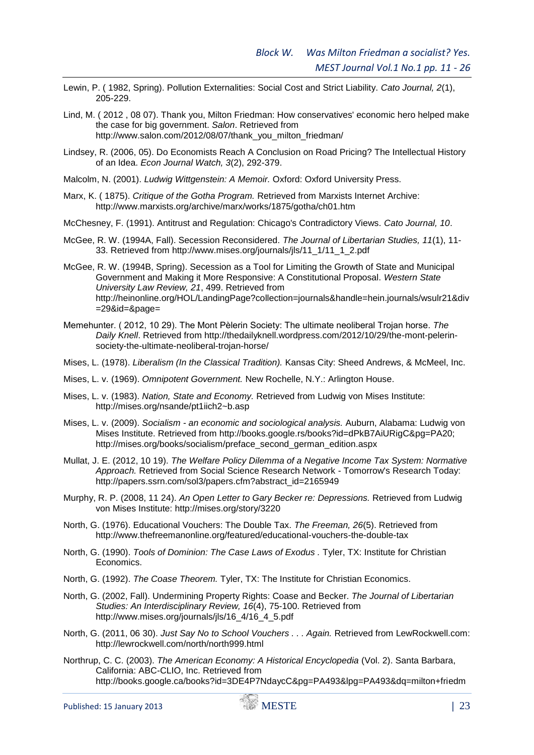Lewin, P. ( 1982, Spring). Pollution Externalities: Social Cost and Strict Liability. *Cato Journal, 2*(1), 205-229.

Lind, M. ( 2012 , 08 07). Thank you, Milton Friedman: How conservatives' economic hero helped make the case for big government. *Salon*. Retrieved from http://www.salon.com/2012/08/07/thank_you_milton_friedman/

Lindsey, R. (2006, 05). Do Economists Reach A Conclusion on Road Pricing? The Intellectual History of an Idea. *Econ Journal Watch, 3*(2), 292-379.

Malcolm, N. (2001). *Ludwig Wittgenstein: A Memoir.* Oxford: Oxford University Press.

Marx, K. ( 1875). *Critique of the Gotha Program.* Retrieved from Marxists Internet Archive: http://www.marxists.org/archive/marx/works/1875/gotha/ch01.htm

McChesney, F. (1991). Antitrust and Regulation: Chicago's Contradictory Views. *Cato Journal, 10*.

McGee, R. W. (1994A, Fall). Secession Reconsidered. *The Journal of Libertarian Studies, 11*(1), 11-33. Retrieved from http://www.mises.org/journals/jls/11_1/11_1_2.pdf

McGee, R. W. (1994B, Spring). Secession as a Tool for Limiting the Growth of State and Municipal Government and Making it More Responsive: A Constitutional Proposal. *Western State University Law Review, 21*, 499. Retrieved from http://heinonline.org/HOL/LandingPage?collection=journals&handle=hein.journals/wsulr21&div=29&id=&page=

Memehunter. ( 2012, 10 29). The Mont Pèlerin Society: The ultimate neoliberal Trojan horse. *The Daily Knell*. Retrieved from http://thedailyknell.wordpress.com/2012/10/29/the-mont-pelerin-society-the-ultimate-neoliberal-trojan-horse/

Mises, L. (1978). *Liberalism (In the Classical Tradition).* Kansas City: Sheed Andrews, & McMeel, Inc.

Mises, L. v. (1969). *Omnipotent Government.* New Rochelle, N.Y.: Arlington House.

Mises, L. v. (1983). *Nation, State and Economy.* Retrieved from Ludwig von Mises Institute: http://mises.org/nsande/pt1iich2~b.asp

Mises, L. v. (2009). *Socialism - an economic and sociological analysis.* Auburn, Alabama: Ludwig von Mises Institute. Retrieved from http://books.google.rs/books?id=dPkB7AiURigC&pg=PA20; http://mises.org/books/socialism/preface_second_german_edition.aspx

Mullat, J. E. (2012, 10 19). *The Welfare Policy Dilemma of a Negative Income Tax System: Normative Approach.* Retrieved from Social Science Research Network - Tomorrow's Research Today: http://papers.ssrn.com/sol3/papers.cfm?abstract_id=2165949

Murphy, R. P. (2008, 11 24). *An Open Letter to Gary Becker re: Depressions.* Retrieved from Ludwig von Mises Institute: http://mises.org/story/3220

North, G. (1976). Educational Vouchers: The Double Tax. *The Freeman, 26*(5). Retrieved from http://www.thefreemanonline.org/featured/educational-vouchers-the-double-tax

North, G. (1990). *Tools of Dominion: The Case Laws of Exodus .* Tyler, TX: Institute for Christian Economics.

North, G. (1992). *The Coase Theorem.* Tyler, TX: The Institute for Christian Economics.

North, G. (2002, Fall). Undermining Property Rights: Coase and Becker. *The Journal of Libertarian Studies: An Interdisciplinary Review, 16*(4), 75-100. Retrieved from http://www.mises.org/journals/jls/16_4/16_4_5.pdf

North, G. (2011, 06 30). *Just Say No to School Vouchers . . . Again.* Retrieved from LewRockwell.com: http://lewrockwell.com/north/north999.html

Northrup, C. C. (2003). *The American Economy: A Historical Encyclopedia* (Vol. 2). Santa Barbara, California: ABC-CLIO, Inc. Retrieved from http://books.google.ca/books?id=3DE4P7NdaycC&pg=PA493&lpg=PA493&dq=milton+friedm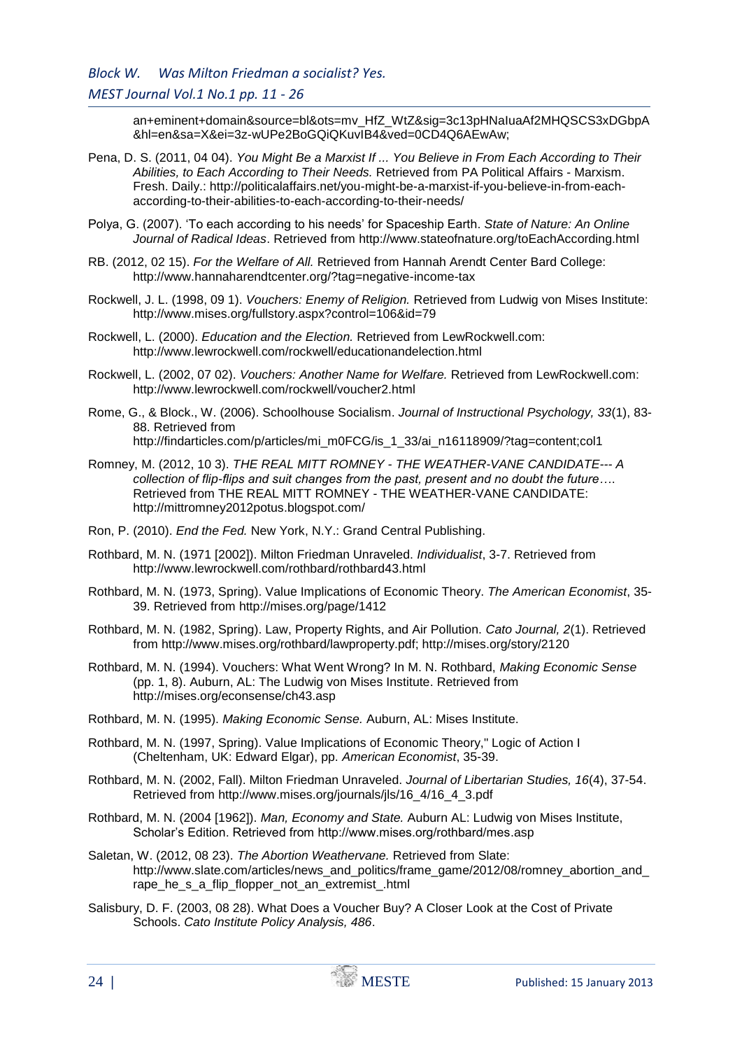an+eminent+domain&source=bl&ots=mv_HfZ_WtZ&sig=3c13pHNaIuaAf2MHQSCS3xDGbpA&hl=en&sa=X&ei=3z-wUPe2BoGQiQKuvIB4&ved=0CD4Q6AEwAw;

Pena, D. S. (2011, 04 04). *You Might Be a Marxist If ... You Believe in From Each According to Their Abilities, to Each According to Their Needs.* Retrieved from PA Political Affairs - Marxism. Fresh. Daily.: http://politicalaffairs.net/you-might-be-a-marxist-if-you-believe-in-from-each-according-to-their-abilities-to-each-according-to-their-needs/

Polya, G. (2007). 'To each according to his needs' for Spaceship Earth. *State of Nature: An Online Journal of Radical Ideas*. Retrieved from http://www.stateofnature.org/toEachAccording.html

RB. (2012, 02 15). *For the Welfare of All.* Retrieved from Hannah Arendt Center Bard College: http://www.hannaharendtcenter.org/?tag=negative-income-tax

Rockwell, J. L. (1998, 09 1). *Vouchers: Enemy of Religion.* Retrieved from Ludwig von Mises Institute: http://www.mises.org/fullstory.aspx?control=106&id=79

Rockwell, L. (2000). *Education and the Election.* Retrieved from LewRockwell.com: http://www.lewrockwell.com/rockwell/educationandelection.html

Rockwell, L. (2002, 07 02). *Vouchers: Another Name for Welfare.* Retrieved from LewRockwell.com: http://www.lewrockwell.com/rockwell/voucher2.html

Rome, G., & Block., W. (2006). Schoolhouse Socialism. *Journal of Instructional Psychology, 33*(1), 83-88. Retrieved from http://findarticles.com/p/articles/mi_m0FCG/is_1_33/ai_n16118909/?tag=content;col1

Romney, M. (2012, 10 3). *THE REAL MITT ROMNEY - THE WEATHER-VANE CANDIDATE--- A collection of flip-flips and suit changes from the past, present and no doubt the future….* Retrieved from THE REAL MITT ROMNEY - THE WEATHER-VANE CANDIDATE: http://mittromney2012potus.blogspot.com/

Ron, P. (2010). *End the Fed.* New York, N.Y.: Grand Central Publishing.

Rothbard, M. N. (1971 [2002]). Milton Friedman Unraveled. *Individualist*, 3-7. Retrieved from http://www.lewrockwell.com/rothbard/rothbard43.html

Rothbard, M. N. (1973, Spring). Value Implications of Economic Theory. *The American Economist*, 35-39. Retrieved from http://mises.org/page/1412

Rothbard, M. N. (1982, Spring). Law, Property Rights, and Air Pollution. *Cato Journal, 2*(1). Retrieved from http://www.mises.org/rothbard/lawproperty.pdf; http://mises.org/story/2120

Rothbard, M. N. (1994). Vouchers: What Went Wrong? In M. N. Rothbard, *Making Economic Sense* (pp. 1, 8). Auburn, AL: The Ludwig von Mises Institute. Retrieved from http://mises.org/econsense/ch43.asp

Rothbard, M. N. (1995). *Making Economic Sense.* Auburn, AL: Mises Institute.

Rothbard, M. N. (1997, Spring). Value Implications of Economic Theory," Logic of Action I (Cheltenham, UK: Edward Elgar), pp. *American Economist*, 35-39.

Rothbard, M. N. (2002, Fall). Milton Friedman Unraveled. *Journal of Libertarian Studies, 16*(4), 37-54. Retrieved from http://www.mises.org/journals/jls/16_4/16_4_3.pdf

Rothbard, M. N. (2004 [1962]). *Man, Economy and State.* Auburn AL: Ludwig von Mises Institute, Scholar's Edition. Retrieved from http://www.mises.org/rothbard/mes.asp

Saletan, W. (2012, 08 23). *The Abortion Weathervane.* Retrieved from Slate: http://www.slate.com/articles/news_and_politics/frame_game/2012/08/romney_abortion_and_rape_he_s_a_flip_flopper_not_an_extremist_.html

Salisbury, D. F. (2003, 08 28). What Does a Voucher Buy? A Closer Look at the Cost of Private Schools. *Cato Institute Policy Analysis, 486*.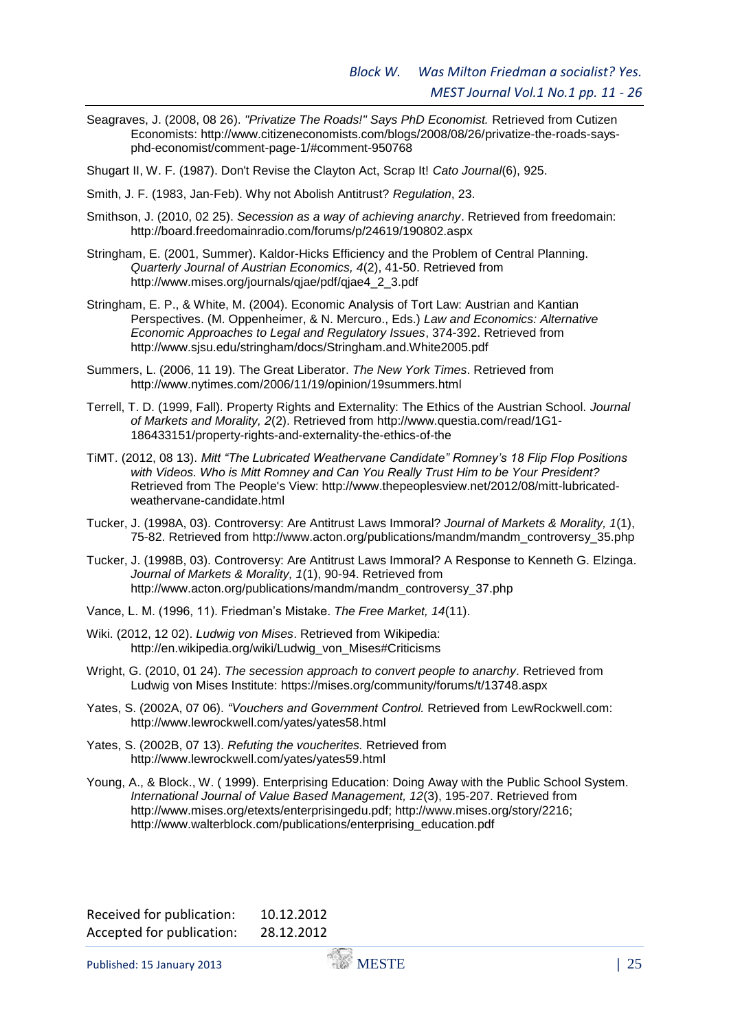Seagraves, J. (2008, 08 26). *"Privatize The Roads!" Says PhD Economist.* Retrieved from Cutizen Economists: http://www.citizeneconomists.com/blogs/2008/08/26/privatize-the-roads-says-phd-economist/comment-page-1/#comment-950768

Shugart II, W. F. (1987). Don't Revise the Clayton Act, Scrap It! *Cato Journal*(6), 925.

Smith, J. F. (1983, Jan-Feb). Why not Abolish Antitrust? *Regulation*, 23.

Smithson, J. (2010, 02 25). *Secession as a way of achieving anarchy*. Retrieved from freedomain: http://board.freedomainradio.com/forums/p/24619/190802.aspx

Stringham, E. (2001, Summer). Kaldor-Hicks Efficiency and the Problem of Central Planning. *Quarterly Journal of Austrian Economics, 4*(2), 41-50. Retrieved from http://www.mises.org/journals/qjae/pdf/qjae4_2_3.pdf

Stringham, E. P., & White, M. (2004). Economic Analysis of Tort Law: Austrian and Kantian Perspectives. (M. Oppenheimer, & N. Mercuro., Eds.) *Law and Economics: Alternative Economic Approaches to Legal and Regulatory Issues*, 374-392. Retrieved from http://www.sjsu.edu/stringham/docs/Stringham.and.White2005.pdf

Summers, L. (2006, 11 19). The Great Liberator. *The New York Times*. Retrieved from http://www.nytimes.com/2006/11/19/opinion/19summers.html

Terrell, T. D. (1999, Fall). Property Rights and Externality: The Ethics of the Austrian School. *Journal of Markets and Morality, 2*(2). Retrieved from http://www.questia.com/read/1G1-186433151/property-rights-and-externality-the-ethics-of-the

TiMT. (2012, 08 13). *Mitt "The Lubricated Weathervane Candidate" Romney's 18 Flip Flop Positions with Videos. Who is Mitt Romney and Can You Really Trust Him to be Your President?* Retrieved from The People's View: http://www.thepeoplesview.net/2012/08/mitt-lubricated-weathervane-candidate.html

Tucker, J. (1998A, 03). Controversy: Are Antitrust Laws Immoral? *Journal of Markets & Morality, 1*(1), 75-82. Retrieved from http://www.acton.org/publications/mandm/mandm_controversy_35.php

Tucker, J. (1998B, 03). Controversy: Are Antitrust Laws Immoral? A Response to Kenneth G. Elzinga. *Journal of Markets & Morality, 1*(1), 90-94. Retrieved from http://www.acton.org/publications/mandm/mandm_controversy_37.php

Vance, L. M. (1996, 11). Friedman's Mistake. *The Free Market, 14*(11).

Wiki. (2012, 12 02). *Ludwig von Mises*. Retrieved from Wikipedia: http://en.wikipedia.org/wiki/Ludwig_von_Mises#Criticisms

Wright, G. (2010, 01 24). *The secession approach to convert people to anarchy*. Retrieved from Ludwig von Mises Institute: https://mises.org/community/forums/t/13748.aspx

Yates, S. (2002A, 07 06). *"Vouchers and Government Control.* Retrieved from LewRockwell.com: http://www.lewrockwell.com/yates/yates58.html

Yates, S. (2002B, 07 13). *Refuting the voucherites.* Retrieved from http://www.lewrockwell.com/yates/yates59.html

Young, A., & Block., W. ( 1999). Enterprising Education: Doing Away with the Public School System. *International Journal of Value Based Management, 12*(3), 195-207. Retrieved from http://www.mises.org/etexts/enterprisingedu.pdf; http://www.mises.org/story/2216; http://www.walterblock.com/publications/enterprising_education.pdf

Received for publication: 10.12.2012
Accepted for publication: 28.12.2012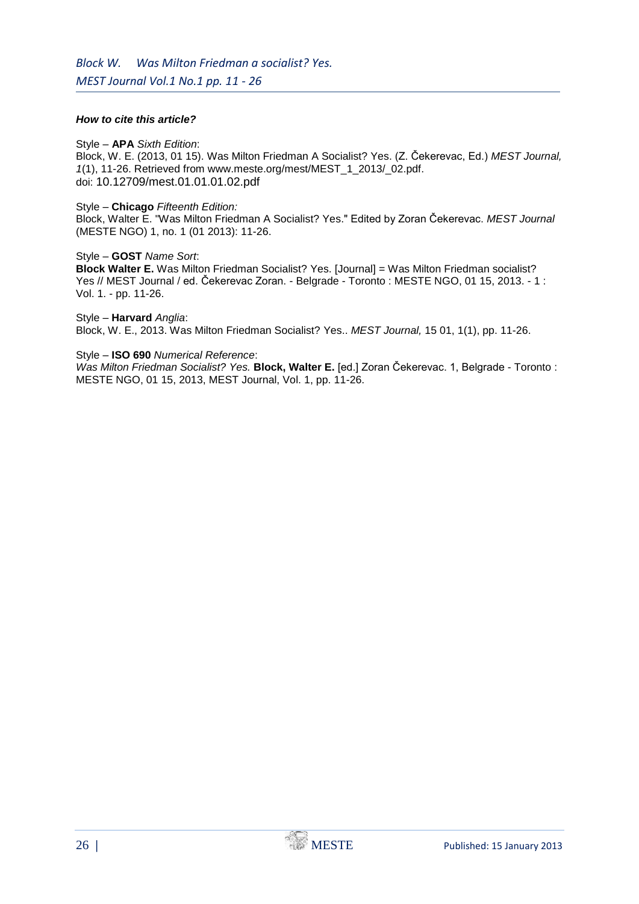***How to cite this article?***

Style – **APA** *Sixth Edition*:
Block, W. E. (2013, 01 15). Was Milton Friedman A Socialist? Yes. (Z. Čekerevac, Ed.) *MEST Journal, 1*(1), 11-26. Retrieved from www.meste.org/mest/MEST_1_2013/_02.pdf.
doi: 10.12709/mest.01.01.01.02.pdf

Style – **Chicago** *Fifteenth Edition:*
Block, Walter E. "Was Milton Friedman A Socialist? Yes." Edited by Zoran Čekerevac. *MEST Journal* (MESTE NGO) 1, no. 1 (01 2013): 11-26.

Style – **GOST** *Name Sort*:
**Block Walter E.** Was Milton Friedman Socialist? Yes. [Journal] = Was Milton Friedman socialist? Yes // MEST Journal / ed. Čekerevac Zoran. - Belgrade - Toronto : MESTE NGO, 01 15, 2013. - 1 : Vol. 1. - pp. 11-26.

Style – **Harvard** *Anglia*:
Block, W. E., 2013. Was Milton Friedman Socialist? Yes.. *MEST Journal,* 15 01, 1(1), pp. 11-26.

Style – **ISO 690** *Numerical Reference*:
*Was Milton Friedman Socialist? Yes.* **Block, Walter E.** [ed.] Zoran Čekerevac. 1, Belgrade - Toronto : MESTE NGO, 01 15, 2013, MEST Journal, Vol. 1, pp. 11-26.